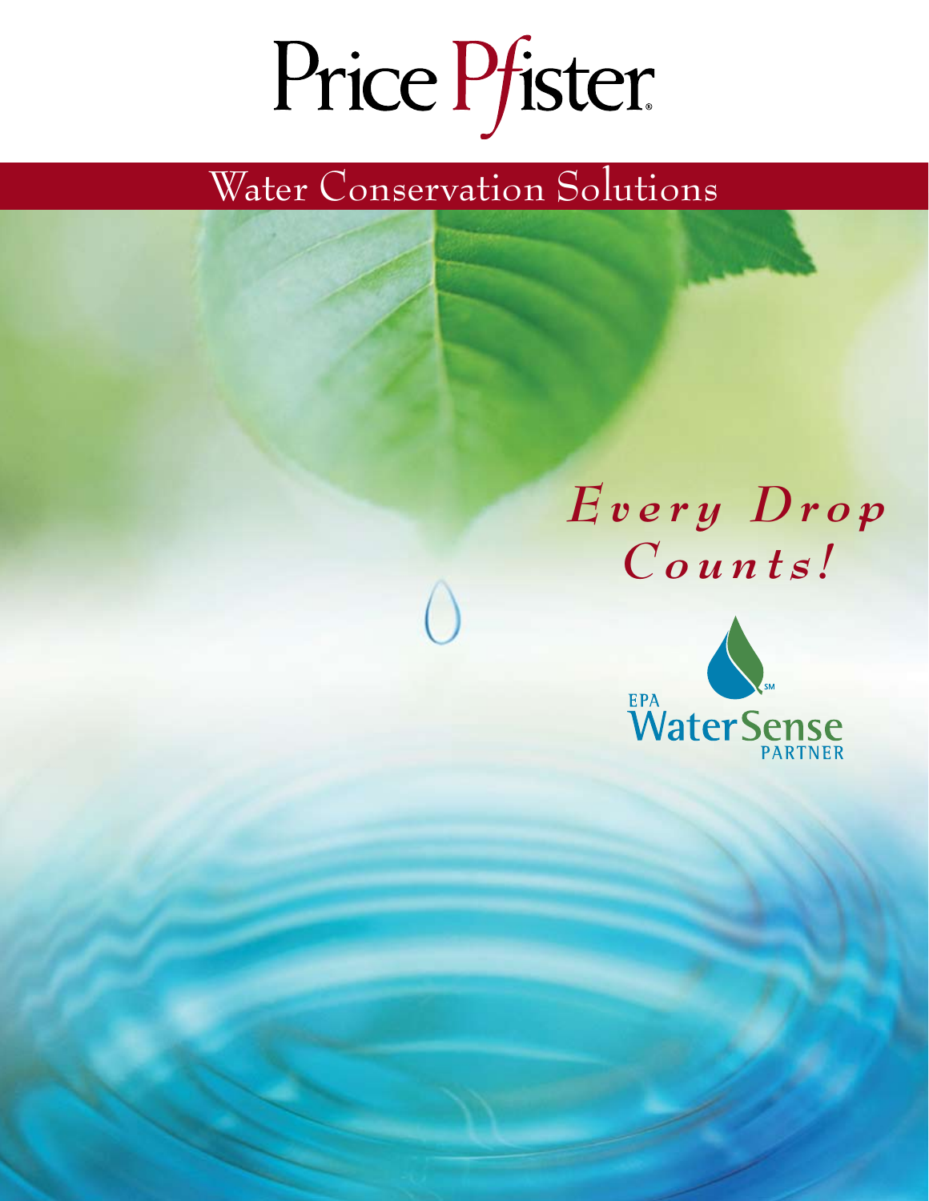# Price Pfister®

## Water Conservation Solutions

*Every Drop Counts!*

EPA WaterSense℠ PARTNER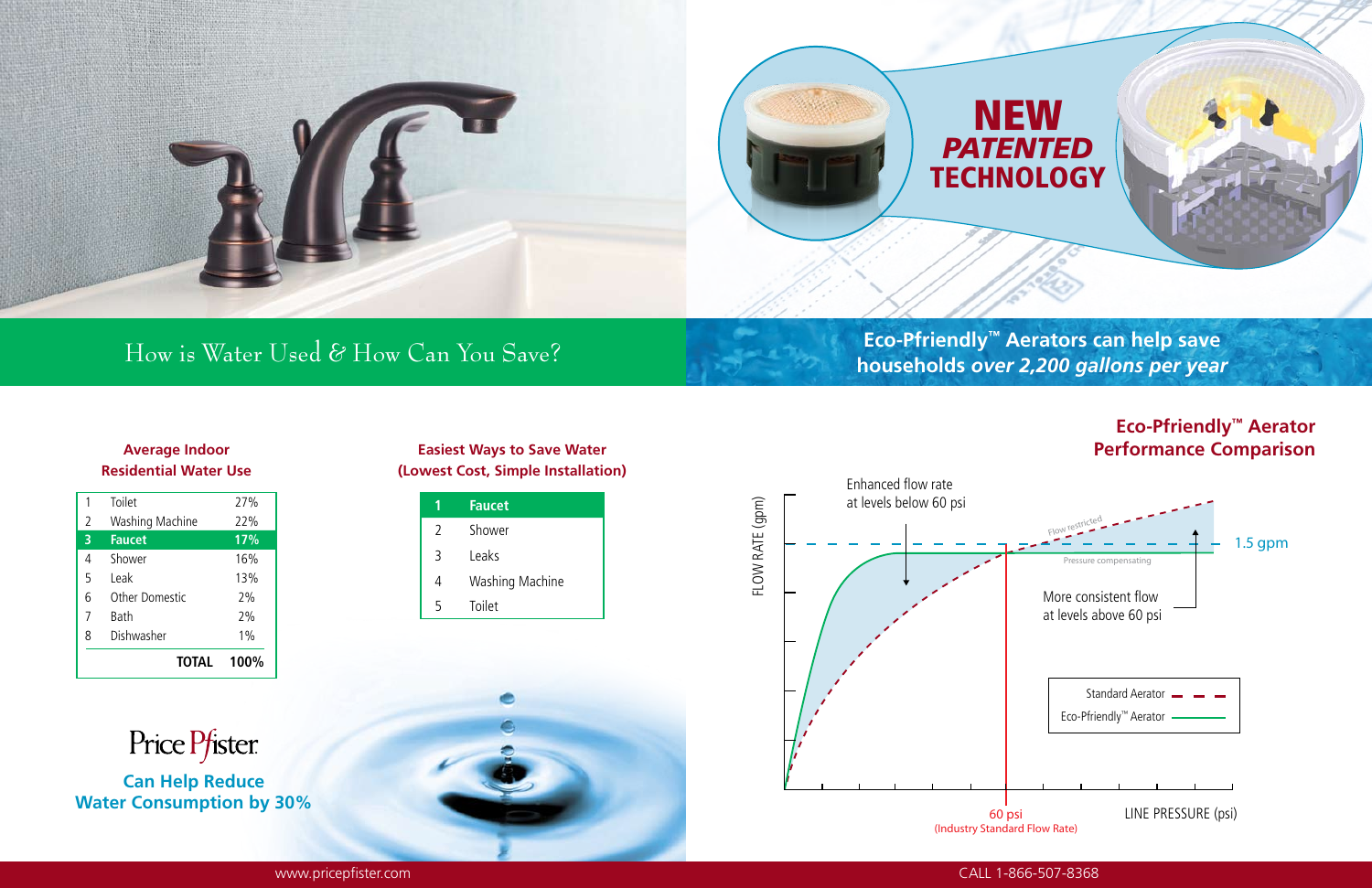# NEW *PATENTED* TECHNOLOGY

## How is Water Used & How Can You Save?

## Eco-Pfriendly™ Aerators can help save households *over 2,200 gallons per year*

### Average Indoor Residential Water Use

| | | |
|---|---|---|
| 1 | Toilet | 27% |
| 2 | Washing Machine | 22% |
| **3** | **Faucet** | **17%** |
| 4 | Shower | 16% |
| 5 | Leak | 13% |
| 6 | Other Domestic | 2% |
| 7 | Bath | 2% |
| 8 | Dishwasher | 1% |
| | **TOTAL** | **100%** |

### Easiest Ways to Save Water (Lowest Cost, Simple Installation)

| | |
|---|---|
| **1** | **Faucet** |
| 2 | Shower |
| 3 | Leaks |
| 4 | Washing Machine |
| 5 | Toilet |

Price Pfister

**Can Help Reduce Water Consumption by 30%**

### Eco-Pfriendly™ Aerator Performance Comparison

FLOW RATE (gpm)

Enhanced flow rate at levels below 60 psi

Flow restricted

Pressure compensating

1.5 gpm

More consistent flow at levels above 60 psi

Standard Aerator

Eco-Pfriendly™ Aerator

60 psi (Industry Standard Flow Rate)

LINE PRESSURE (psi)

www.pricepfister.com

CALL 1-866-507-8368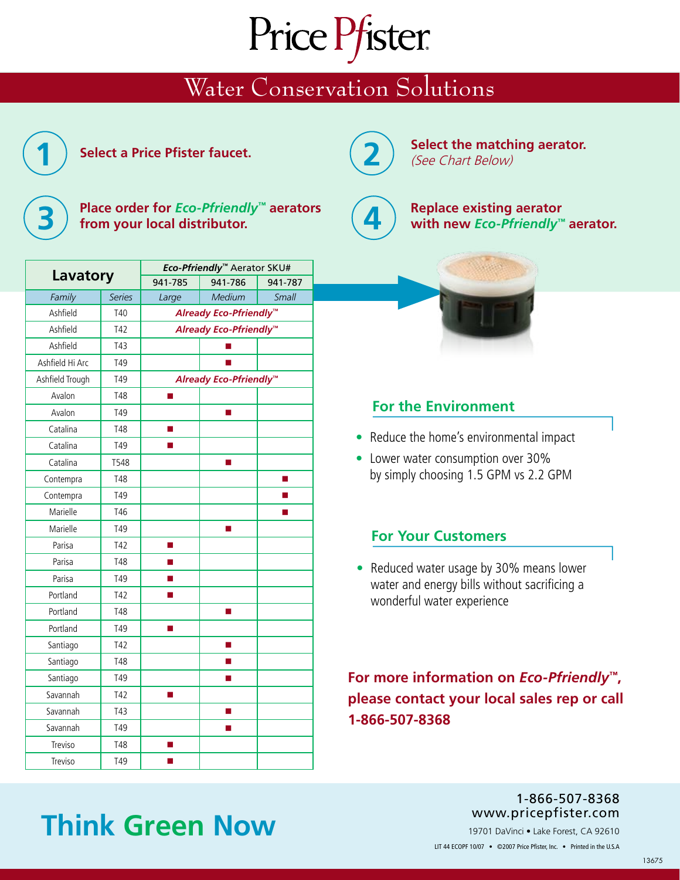# Price Pfister

## Water Conservation Solutions

**1** **Select a Price Pfister faucet.**

**2** **Select the matching aerator.** *(See Chart Below)*

**3** **Place order for *Eco-Pfriendly*™ aerators from your local distributor.**

**4** **Replace existing aerator with new *Eco-Pfriendly*™ aerator.**

| Lavatory | | *Eco-Pfriendly*™ Aerator SKU# | | |
|---|---|---|---|---|
| | | 941-785 | 941-786 | 941-787 |
| *Family* | *Series* | *Large* | *Medium* | *Small* |
| Ashfield | T40 | *Already Eco-Pfriendly*™ | | |
| Ashfield | T42 | *Already Eco-Pfriendly*™ | | |
| Ashfield | T43 | | ■ | |
| Ashfield Hi Arc | T49 | | ■ | |
| Ashfield Trough | T49 | *Already Eco-Pfriendly*™ | | |
| Avalon | T48 | ■ | | |
| Avalon | T49 | | ■ | |
| Catalina | T48 | ■ | | |
| Catalina | T49 | ■ | | |
| Catalina | T548 | | ■ | |
| Contempra | T48 | | | ■ |
| Contempra | T49 | | | ■ |
| Marielle | T46 | | | ■ |
| Marielle | T49 | | ■ | |
| Parisa | T42 | ■ | | |
| Parisa | T48 | ■ | | |
| Parisa | T49 | ■ | | |
| Portland | T42 | ■ | | |
| Portland | T48 | | ■ | |
| Portland | T49 | ■ | | |
| Santiago | T42 | | ■ | |
| Santiago | T48 | | ■ | |
| Santiago | T49 | | ■ | |
| Savannah | T42 | ■ | | |
| Savannah | T43 | | ■ | |
| Savannah | T49 | | ■ | |
| Treviso | T48 | ■ | | |
| Treviso | T49 | ■ | | |

### For the Environment

- Reduce the home's environmental impact
- Lower water consumption over 30% by simply choosing 1.5 GPM vs 2.2 GPM

### For Your Customers

- Reduced water usage by 30% means lower water and energy bills without sacrificing a wonderful water experience

**For more information on *Eco-Pfriendly*™, please contact your local sales rep or call 1-866-507-8368**

## Think Green Now

1-866-507-8368
www.pricepfister.com

19701 DaVinci • Lake Forest, CA 92610

LIT 44 ECOPF 10/07 • ©2007 Price Pfister, Inc. • Printed in the U.S.A

13675